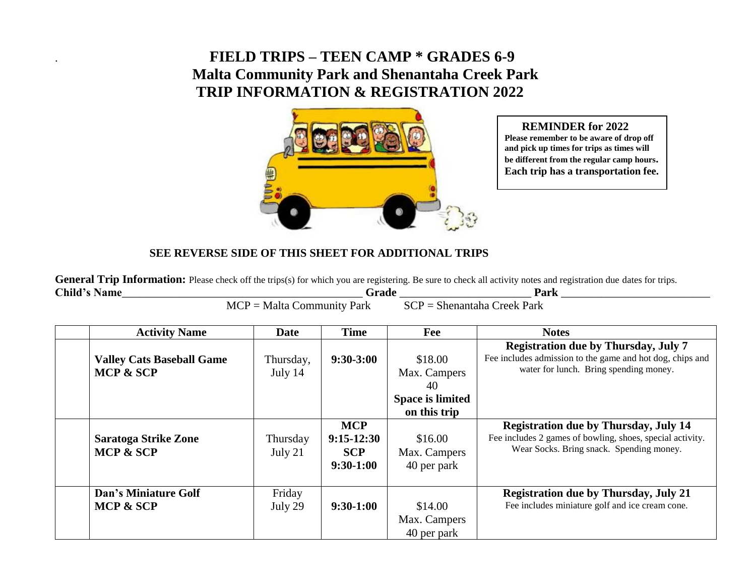# FIELD TRIPS – TEEN CAMP * GRADES 6-9
# Malta Community Park and Shenantaha Creek Park
# TRIP INFORMATION & REGISTRATION 2022

**REMINDER for 2022**
**Please remember to be aware of drop off and pick up times for trips as times will be different from the regular camp hours. Each trip has a transportation fee.**

**SEE REVERSE SIDE OF THIS SHEET FOR ADDITIONAL TRIPS**

**General Trip Information:** Please check off the trips(s) for which you are registering. Be sure to check all activity notes and registration due dates for trips.

**Child's Name**___________________________________________ **Grade** _______________________ **Park** ___________________________

MCP = Malta Community Park SCP = Shenantaha Creek Park

| | Activity Name | Date | Time | Fee | Notes |
|---|---|---|---|---|---|
| | **Valley Cats Baseball Game MCP & SCP** | Thursday, July 14 | **9:30-3:00** | $18.00 Max. Campers 40 **Space is limited on this trip** | **Registration due by Thursday, July 7** Fee includes admission to the game and hot dog, chips and water for lunch. Bring spending money. |
| | **Saratoga Strike Zone MCP & SCP** | Thursday July 21 | **MCP 9:15-12:30 SCP 9:30-1:00** | $16.00 Max. Campers 40 per park | **Registration due by Thursday, July 14** Fee includes 2 games of bowling, shoes, special activity. Wear Socks. Bring snack. Spending money. |
| | **Dan's Miniature Golf MCP & SCP** | Friday July 29 | **9:30-1:00** | $14.00 Max. Campers 40 per park | **Registration due by Thursday, July 21** Fee includes miniature golf and ice cream cone. |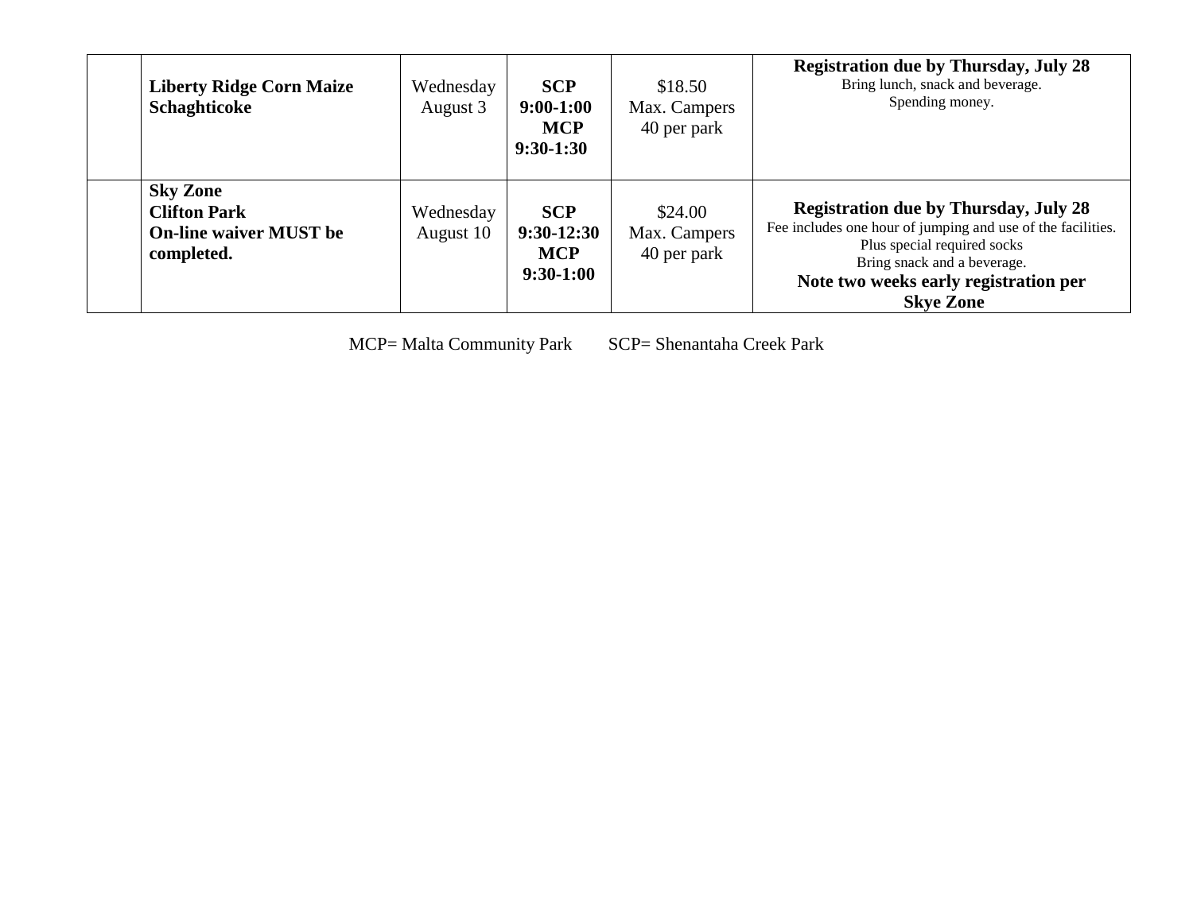| | | | | | |
|---|---|---|---|---|---|
| | **Liberty Ridge Corn Maize Schaghticoke** | Wednesday August 3 | **SCP 9:00-1:00 MCP 9:30-1:30** | $18.50 Max. Campers 40 per park | **Registration due by Thursday, July 28** Bring lunch, snack and beverage. Spending money. |
| | **Sky Zone Clifton Park On-line waiver MUST be completed.** | Wednesday August 10 | **SCP 9:30-12:30 MCP 9:30-1:00** | $24.00 Max. Campers 40 per park | **Registration due by Thursday, July 28** Fee includes one hour of jumping and use of the facilities. Plus special required socks Bring snack and a beverage. **Note two weeks early registration per Skye Zone** |

MCP= Malta Community Park    SCP= Shenantaha Creek Park